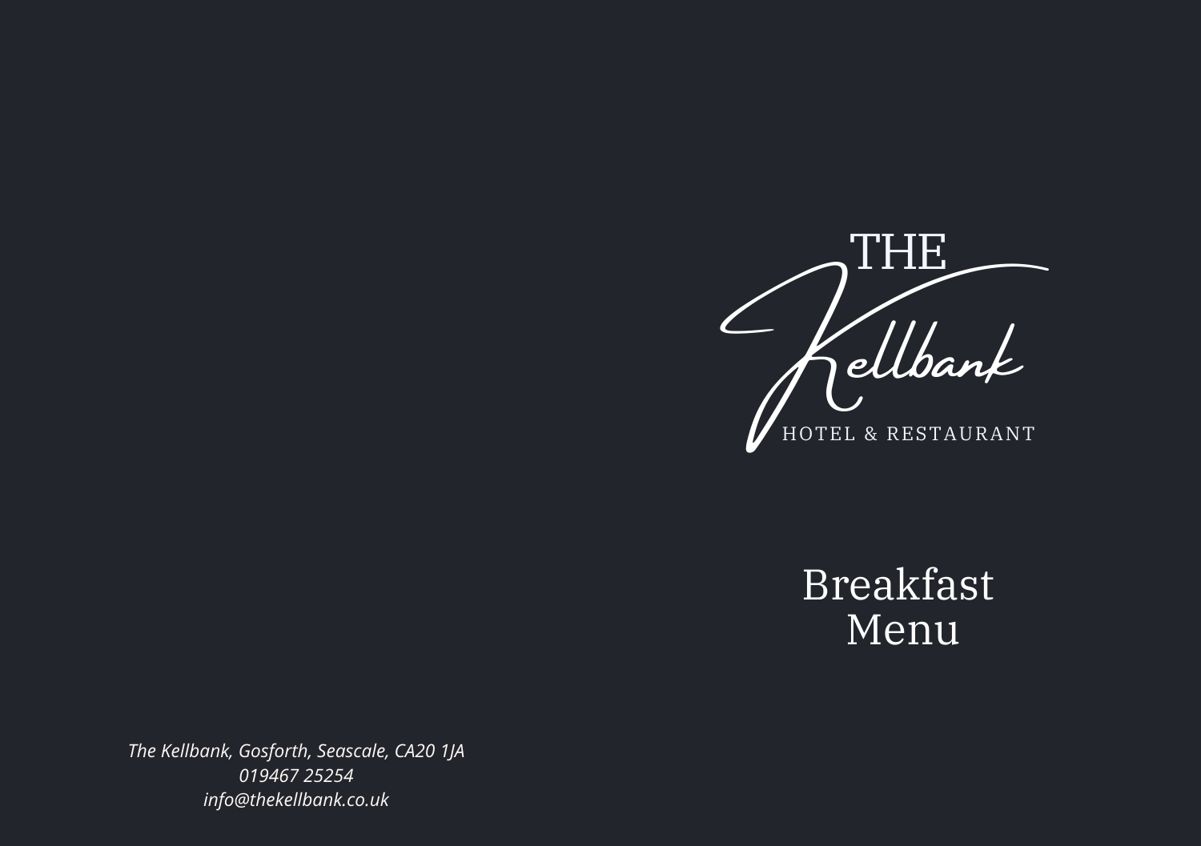# THE Kellbank

HOTEL & RESTAURANT

## Breakfast Menu

*The Kellbank, Gosforth, Seascale, CA20 1JA*
*019467 25254*
*info@thekellbank.co.uk*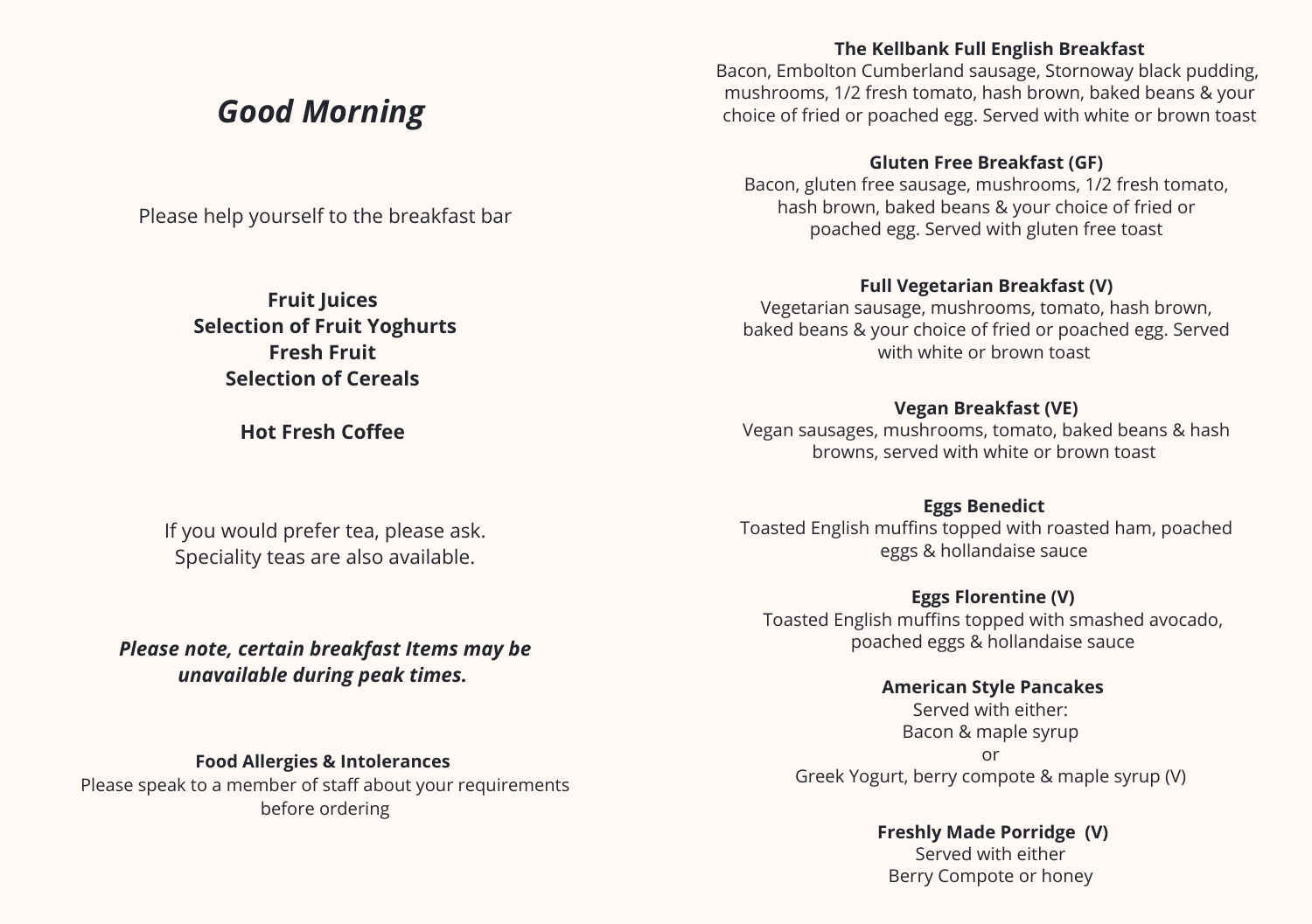# *Good Morning*

Please help yourself to the breakfast bar

**Fruit Juices**
**Selection of Fruit Yoghurts**
**Fresh Fruit**
**Selection of Cereals**

**Hot Fresh Coffee**

If you would prefer tea, please ask.
Speciality teas are also available.

***Please note, certain breakfast Items may be unavailable during peak times.***

**Food Allergies & Intolerances**
Please speak to a member of staff about your requirements before ordering

**The Kellbank Full English Breakfast**
Bacon, Embolton Cumberland sausage, Stornoway black pudding, mushrooms, 1/2 fresh tomato, hash brown, baked beans & your choice of fried or poached egg. Served with white or brown toast

**Gluten Free Breakfast (GF)**
Bacon, gluten free sausage, mushrooms, 1/2 fresh tomato, hash brown, baked beans & your choice of fried or poached egg. Served with gluten free toast

**Full Vegetarian Breakfast (V)**
Vegetarian sausage, mushrooms, tomato, hash brown, baked beans & your choice of fried or poached egg. Served with white or brown toast

**Vegan Breakfast (VE)**
Vegan sausages, mushrooms, tomato, baked beans & hash browns, served with white or brown toast

**Eggs Benedict**
Toasted English muffins topped with roasted ham, poached eggs & hollandaise sauce

**Eggs Florentine (V)**
Toasted English muffins topped with smashed avocado, poached eggs & hollandaise sauce

**American Style Pancakes**
Served with either:
Bacon & maple syrup
or
Greek Yogurt, berry compote & maple syrup (V)

**Freshly Made Porridge (V)**
Served with either
Berry Compote or honey